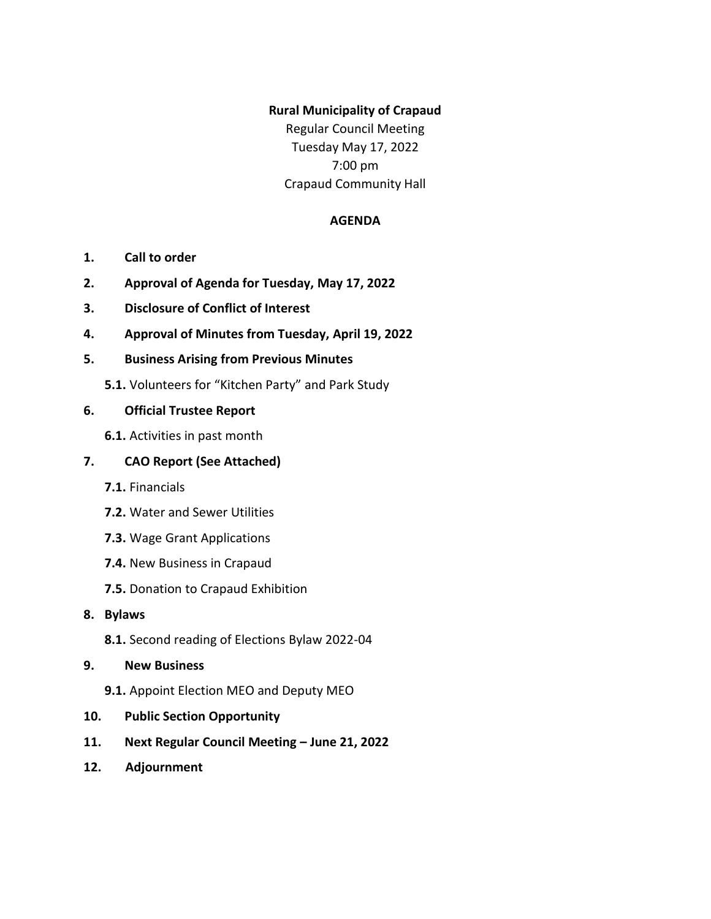**Rural Municipality of Crapaud**

Regular Council Meeting

Tuesday May 17, 2022

7:00 pm

Crapaud Community Hall

**AGENDA**

1. **Call to order**
2. **Approval of Agenda for Tuesday, May 17, 2022**
3. **Disclosure of Conflict of Interest**
4. **Approval of Minutes from Tuesday, April 19, 2022**
5. **Business Arising from Previous Minutes**
   - **5.1.** Volunteers for "Kitchen Party" and Park Study
6. **Official Trustee Report**
   - **6.1.** Activities in past month
7. **CAO Report (See Attached)**
   - **7.1.** Financials
   - **7.2.** Water and Sewer Utilities
   - **7.3.** Wage Grant Applications
   - **7.4.** New Business in Crapaud
   - **7.5.** Donation to Crapaud Exhibition
8. **Bylaws**
   - **8.1.** Second reading of Elections Bylaw 2022-04
9. **New Business**
   - **9.1.** Appoint Election MEO and Deputy MEO
10. **Public Section Opportunity**
11. **Next Regular Council Meeting – June 21, 2022**
12. **Adjournment**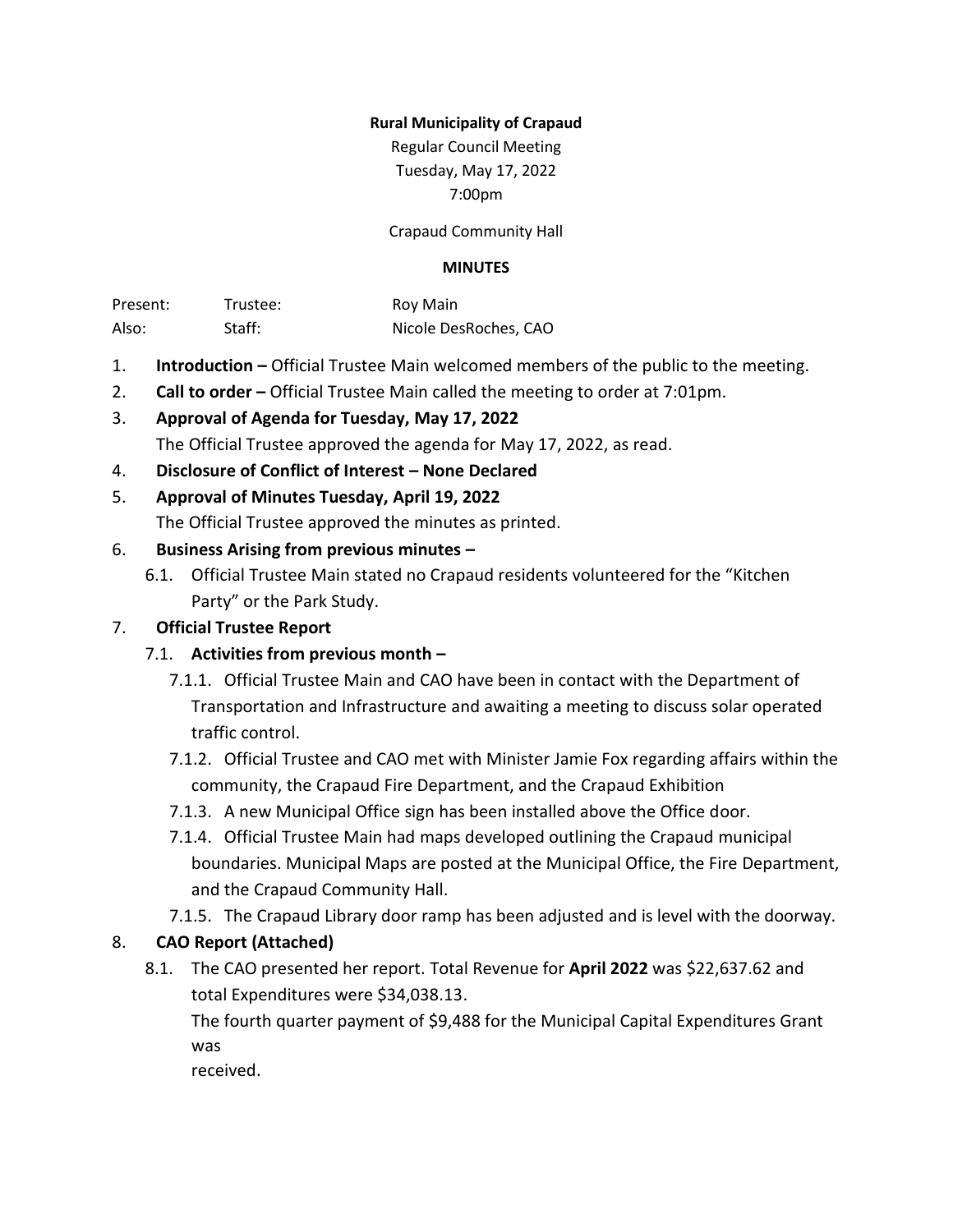**Rural Municipality of Crapaud**

Regular Council Meeting
Tuesday, May 17, 2022
7:00pm

Crapaud Community Hall

**MINUTES**

| Present: | Trustee: | Roy Main |
|---|---|---|
| Also: | Staff: | Nicole DesRoches, CAO |

1. **Introduction –** Official Trustee Main welcomed members of the public to the meeting.
2. **Call to order –** Official Trustee Main called the meeting to order at 7:01pm.
3. **Approval of Agenda for Tuesday, May 17, 2022**
   The Official Trustee approved the agenda for May 17, 2022, as read.
4. **Disclosure of Conflict of Interest – None Declared**
5. **Approval of Minutes Tuesday, April 19, 2022**
   The Official Trustee approved the minutes as printed.
6. **Business Arising from previous minutes –**
   6.1. Official Trustee Main stated no Crapaud residents volunteered for the "Kitchen Party" or the Park Study.
7. **Official Trustee Report**
   7.1. **Activities from previous month –**
      7.1.1. Official Trustee Main and CAO have been in contact with the Department of Transportation and Infrastructure and awaiting a meeting to discuss solar operated traffic control.
      7.1.2. Official Trustee and CAO met with Minister Jamie Fox regarding affairs within the community, the Crapaud Fire Department, and the Crapaud Exhibition
      7.1.3. A new Municipal Office sign has been installed above the Office door.
      7.1.4. Official Trustee Main had maps developed outlining the Crapaud municipal boundaries. Municipal Maps are posted at the Municipal Office, the Fire Department, and the Crapaud Community Hall.
      7.1.5. The Crapaud Library door ramp has been adjusted and is level with the doorway.
8. **CAO Report (Attached)**
   8.1. The CAO presented her report. Total Revenue for **April 2022** was $22,637.62 and total Expenditures were $34,038.13.
   The fourth quarter payment of $9,488 for the Municipal Capital Expenditures Grant was
   received.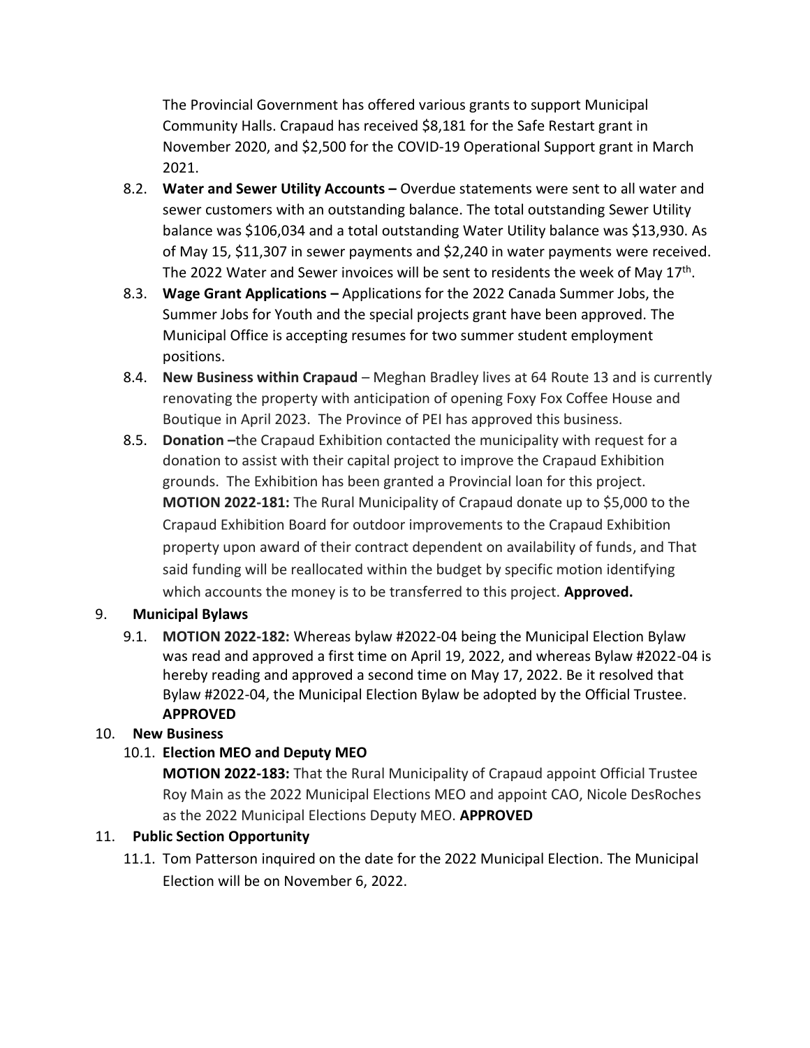The Provincial Government has offered various grants to support Municipal Community Halls. Crapaud has received $8,181 for the Safe Restart grant in November 2020, and $2,500 for the COVID-19 Operational Support grant in March 2021.

8.2. **Water and Sewer Utility Accounts –** Overdue statements were sent to all water and sewer customers with an outstanding balance. The total outstanding Sewer Utility balance was $106,034 and a total outstanding Water Utility balance was $13,930. As of May 15, $11,307 in sewer payments and $2,240 in water payments were received. The 2022 Water and Sewer invoices will be sent to residents the week of May 17th.

8.3. **Wage Grant Applications –** Applications for the 2022 Canada Summer Jobs, the Summer Jobs for Youth and the special projects grant have been approved. The Municipal Office is accepting resumes for two summer student employment positions.

8.4. **New Business within Crapaud** – Meghan Bradley lives at 64 Route 13 and is currently renovating the property with anticipation of opening Foxy Fox Coffee House and Boutique in April 2023. The Province of PEI has approved this business.

8.5. **Donation –**the Crapaud Exhibition contacted the municipality with request for a donation to assist with their capital project to improve the Crapaud Exhibition grounds. The Exhibition has been granted a Provincial loan for this project.
**MOTION 2022-181:** The Rural Municipality of Crapaud donate up to $5,000 to the Crapaud Exhibition Board for outdoor improvements to the Crapaud Exhibition property upon award of their contract dependent on availability of funds, and That said funding will be reallocated within the budget by specific motion identifying which accounts the money is to be transferred to this project. **Approved.**

## 9. Municipal Bylaws

9.1. **MOTION 2022-182:** Whereas bylaw #2022-04 being the Municipal Election Bylaw was read and approved a first time on April 19, 2022, and whereas Bylaw #2022-04 is hereby reading and approved a second time on May 17, 2022. Be it resolved that Bylaw #2022-04, the Municipal Election Bylaw be adopted by the Official Trustee. **APPROVED**

## 10. New Business

### 10.1. Election MEO and Deputy MEO

**MOTION 2022-183:** That the Rural Municipality of Crapaud appoint Official Trustee Roy Main as the 2022 Municipal Elections MEO and appoint CAO, Nicole DesRoches as the 2022 Municipal Elections Deputy MEO. **APPROVED**

## 11. Public Section Opportunity

11.1. Tom Patterson inquired on the date for the 2022 Municipal Election. The Municipal Election will be on November 6, 2022.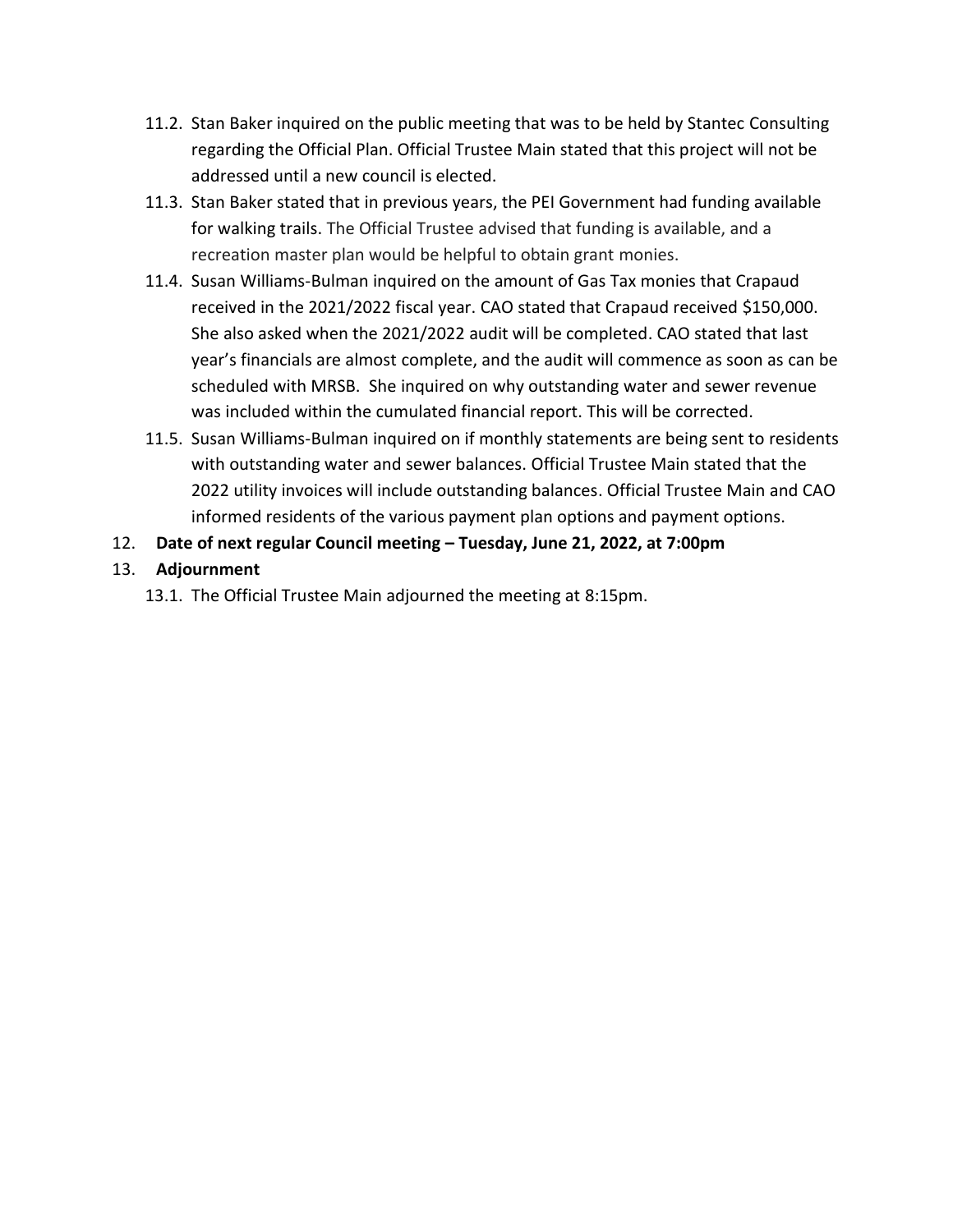11.2. Stan Baker inquired on the public meeting that was to be held by Stantec Consulting regarding the Official Plan. Official Trustee Main stated that this project will not be addressed until a new council is elected.

11.3. Stan Baker stated that in previous years, the PEI Government had funding available for walking trails. The Official Trustee advised that funding is available, and a recreation master plan would be helpful to obtain grant monies.

11.4. Susan Williams-Bulman inquired on the amount of Gas Tax monies that Crapaud received in the 2021/2022 fiscal year. CAO stated that Crapaud received $150,000. She also asked when the 2021/2022 audit will be completed. CAO stated that last year's financials are almost complete, and the audit will commence as soon as can be scheduled with MRSB. She inquired on why outstanding water and sewer revenue was included within the cumulated financial report. This will be corrected.

11.5. Susan Williams-Bulman inquired on if monthly statements are being sent to residents with outstanding water and sewer balances. Official Trustee Main stated that the 2022 utility invoices will include outstanding balances. Official Trustee Main and CAO informed residents of the various payment plan options and payment options.

12. **Date of next regular Council meeting – Tuesday, June 21, 2022, at 7:00pm**

13. **Adjournment**

13.1. The Official Trustee Main adjourned the meeting at 8:15pm.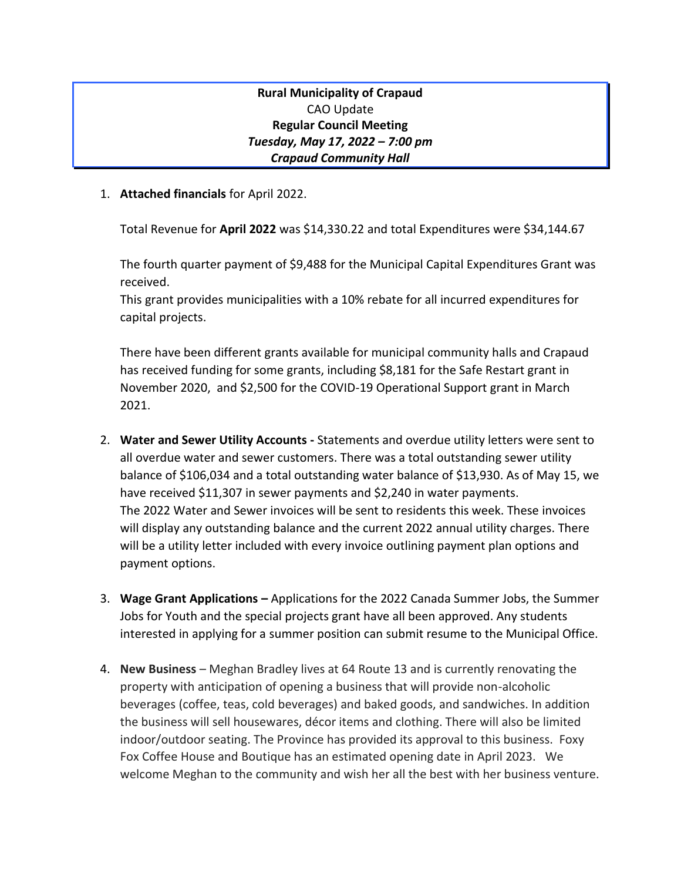**Rural Municipality of Crapaud**
CAO Update
**Regular Council Meeting**
***Tuesday, May 17, 2022 – 7:00 pm***
***Crapaud Community Hall***

1. **Attached financials** for April 2022.

   Total Revenue for **April 2022** was $14,330.22 and total Expenditures were $34,144.67

   The fourth quarter payment of $9,488 for the Municipal Capital Expenditures Grant was received.
   This grant provides municipalities with a 10% rebate for all incurred expenditures for capital projects.

   There have been different grants available for municipal community halls and Crapaud has received funding for some grants, including $8,181 for the Safe Restart grant in November 2020, and $2,500 for the COVID-19 Operational Support grant in March 2021.

2. **Water and Sewer Utility Accounts -** Statements and overdue utility letters were sent to all overdue water and sewer customers. There was a total outstanding sewer utility balance of $106,034 and a total outstanding water balance of $13,930. As of May 15, we have received $11,307 in sewer payments and $2,240 in water payments.
   The 2022 Water and Sewer invoices will be sent to residents this week. These invoices will display any outstanding balance and the current 2022 annual utility charges. There will be a utility letter included with every invoice outlining payment plan options and payment options.

3. **Wage Grant Applications –** Applications for the 2022 Canada Summer Jobs, the Summer Jobs for Youth and the special projects grant have all been approved. Any students interested in applying for a summer position can submit resume to the Municipal Office.

4. **New Business** – Meghan Bradley lives at 64 Route 13 and is currently renovating the property with anticipation of opening a business that will provide non-alcoholic beverages (coffee, teas, cold beverages) and baked goods, and sandwiches. In addition the business will sell housewares, décor items and clothing. There will also be limited indoor/outdoor seating. The Province has provided its approval to this business. Foxy Fox Coffee House and Boutique has an estimated opening date in April 2023. We welcome Meghan to the community and wish her all the best with her business venture.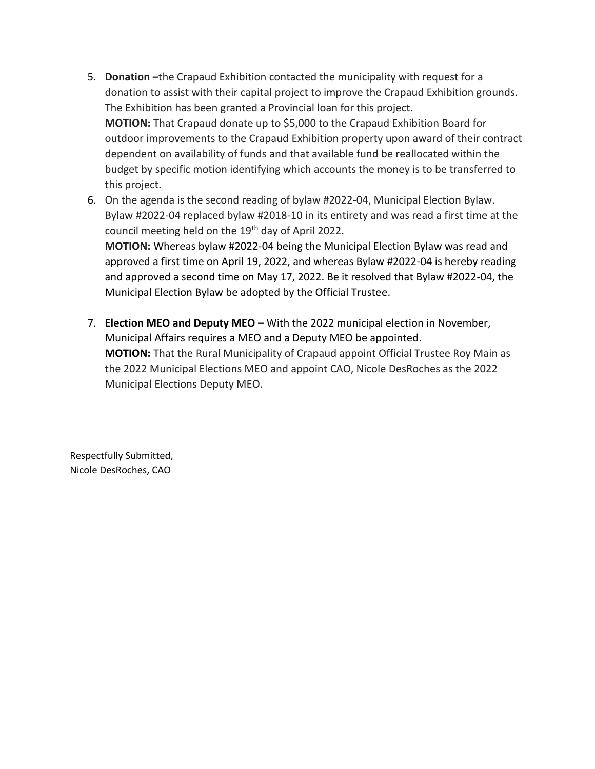5. **Donation –**the Crapaud Exhibition contacted the municipality with request for a donation to assist with their capital project to improve the Crapaud Exhibition grounds. The Exhibition has been granted a Provincial loan for this project.
   **MOTION:** That Crapaud donate up to $5,000 to the Crapaud Exhibition Board for outdoor improvements to the Crapaud Exhibition property upon award of their contract dependent on availability of funds and that available fund be reallocated within the budget by specific motion identifying which accounts the money is to be transferred to this project.
6. On the agenda is the second reading of bylaw #2022-04, Municipal Election Bylaw. Bylaw #2022-04 replaced bylaw #2018-10 in its entirety and was read a first time at the council meeting held on the 19th day of April 2022.
   **MOTION:** Whereas bylaw #2022-04 being the Municipal Election Bylaw was read and approved a first time on April 19, 2022, and whereas Bylaw #2022-04 is hereby reading and approved a second time on May 17, 2022. Be it resolved that Bylaw #2022-04, the Municipal Election Bylaw be adopted by the Official Trustee.
7. **Election MEO and Deputy MEO –** With the 2022 municipal election in November, Municipal Affairs requires a MEO and a Deputy MEO be appointed.
   **MOTION:** That the Rural Municipality of Crapaud appoint Official Trustee Roy Main as the 2022 Municipal Elections MEO and appoint CAO, Nicole DesRoches as the 2022 Municipal Elections Deputy MEO.

Respectfully Submitted,
Nicole DesRoches, CAO